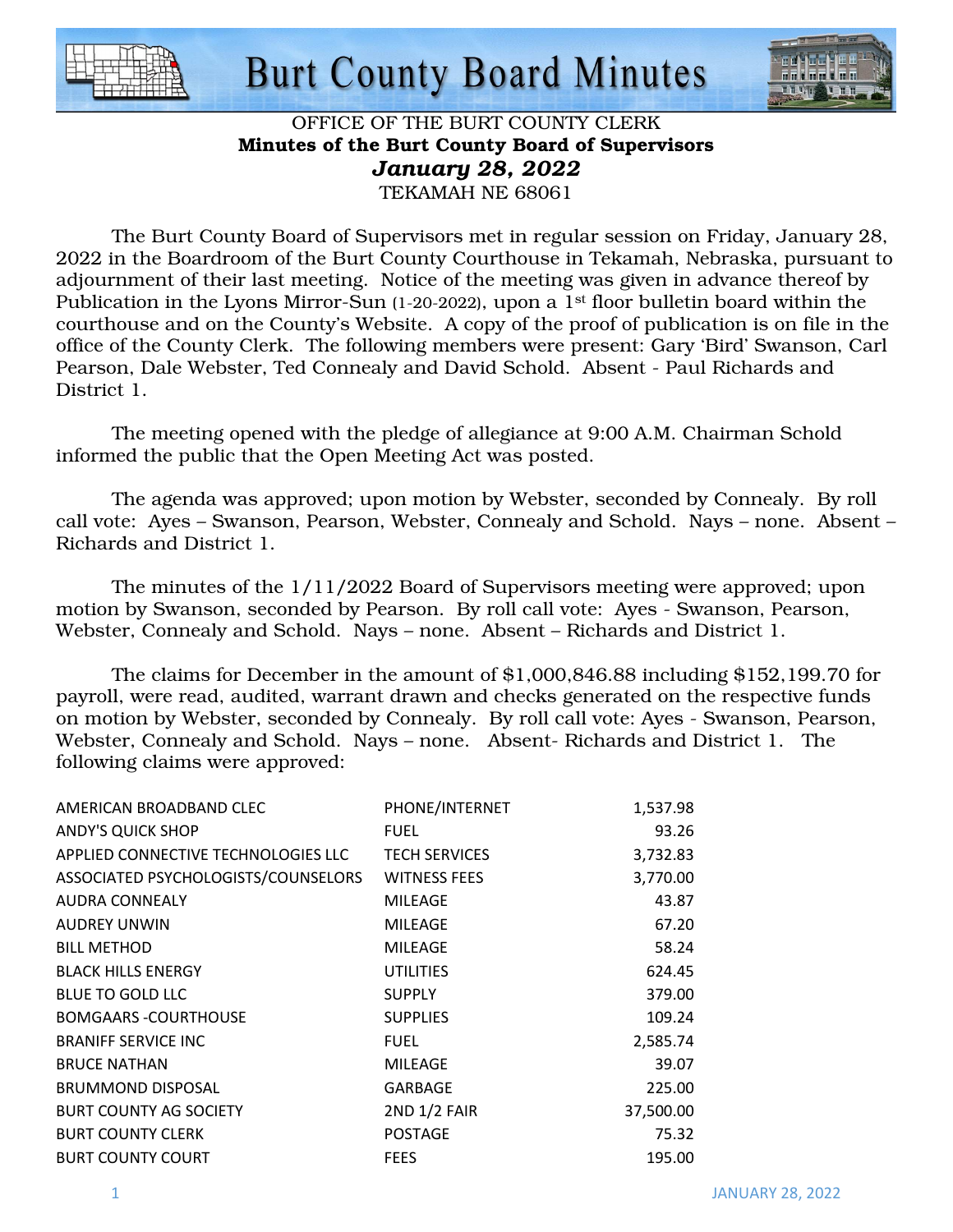# Burt County Board Minutes

OFFICE OF THE BURT COUNTY CLERK
**Minutes of the Burt County Board of Supervisors**
***January 28, 2022***
TEKAMAH NE 68061

The Burt County Board of Supervisors met in regular session on Friday, January 28, 2022 in the Boardroom of the Burt County Courthouse in Tekamah, Nebraska, pursuant to adjournment of their last meeting. Notice of the meeting was given in advance thereof by Publication in the Lyons Mirror-Sun (1-20-2022), upon a 1st floor bulletin board within the courthouse and on the County's Website. A copy of the proof of publication is on file in the office of the County Clerk. The following members were present: Gary 'Bird' Swanson, Carl Pearson, Dale Webster, Ted Connealy and David Schold. Absent - Paul Richards and District 1.

The meeting opened with the pledge of allegiance at 9:00 A.M. Chairman Schold informed the public that the Open Meeting Act was posted.

The agenda was approved; upon motion by Webster, seconded by Connealy. By roll call vote: Ayes – Swanson, Pearson, Webster, Connealy and Schold. Nays – none. Absent – Richards and District 1.

The minutes of the 1/11/2022 Board of Supervisors meeting were approved; upon motion by Swanson, seconded by Pearson. By roll call vote: Ayes - Swanson, Pearson, Webster, Connealy and Schold. Nays – none. Absent – Richards and District 1.

The claims for December in the amount of $1,000,846.88 including $152,199.70 for payroll, were read, audited, warrant drawn and checks generated on the respective funds on motion by Webster, seconded by Connealy. By roll call vote: Ayes - Swanson, Pearson, Webster, Connealy and Schold. Nays – none. Absent- Richards and District 1. The following claims were approved:

| | | |
|---|---|---|
| AMERICAN BROADBAND CLEC | PHONE/INTERNET | 1,537.98 |
| ANDY'S QUICK SHOP | FUEL | 93.26 |
| APPLIED CONNECTIVE TECHNOLOGIES LLC | TECH SERVICES | 3,732.83 |
| ASSOCIATED PSYCHOLOGISTS/COUNSELORS | WITNESS FEES | 3,770.00 |
| AUDRA CONNEALY | MILEAGE | 43.87 |
| AUDREY UNWIN | MILEAGE | 67.20 |
| BILL METHOD | MILEAGE | 58.24 |
| BLACK HILLS ENERGY | UTILITIES | 624.45 |
| BLUE TO GOLD LLC | SUPPLY | 379.00 |
| BOMGAARS -COURTHOUSE | SUPPLIES | 109.24 |
| BRANIFF SERVICE INC | FUEL | 2,585.74 |
| BRUCE NATHAN | MILEAGE | 39.07 |
| BRUMMOND DISPOSAL | GARBAGE | 225.00 |
| BURT COUNTY AG SOCIETY | 2ND 1/2 FAIR | 37,500.00 |
| BURT COUNTY CLERK | POSTAGE | 75.32 |
| BURT COUNTY COURT | FEES | 195.00 |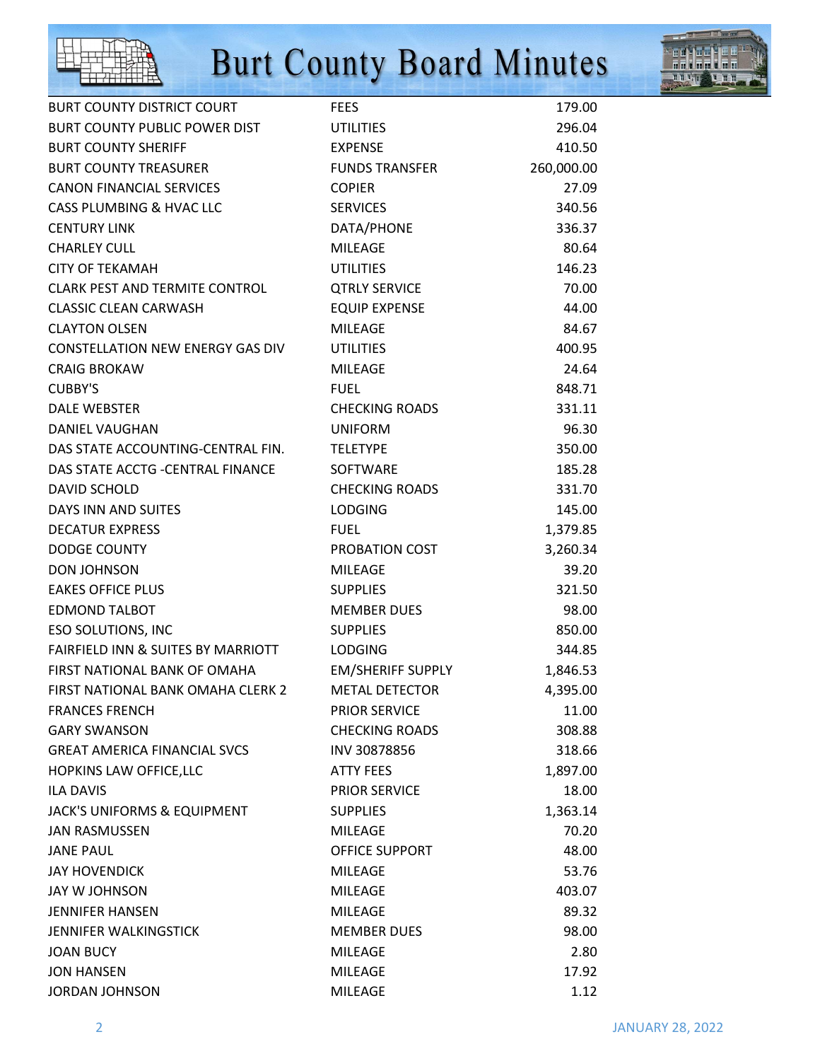| | | |
|---|---|---|
| BURT COUNTY DISTRICT COURT | FEES | 179.00 |
| BURT COUNTY PUBLIC POWER DIST | UTILITIES | 296.04 |
| BURT COUNTY SHERIFF | EXPENSE | 410.50 |
| BURT COUNTY TREASURER | FUNDS TRANSFER | 260,000.00 |
| CANON FINANCIAL SERVICES | COPIER | 27.09 |
| CASS PLUMBING & HVAC LLC | SERVICES | 340.56 |
| CENTURY LINK | DATA/PHONE | 336.37 |
| CHARLEY CULL | MILEAGE | 80.64 |
| CITY OF TEKAMAH | UTILITIES | 146.23 |
| CLARK PEST AND TERMITE CONTROL | QTRLY SERVICE | 70.00 |
| CLASSIC CLEAN CARWASH | EQUIP EXPENSE | 44.00 |
| CLAYTON OLSEN | MILEAGE | 84.67 |
| CONSTELLATION NEW ENERGY GAS DIV | UTILITIES | 400.95 |
| CRAIG BROKAW | MILEAGE | 24.64 |
| CUBBY'S | FUEL | 848.71 |
| DALE WEBSTER | CHECKING ROADS | 331.11 |
| DANIEL VAUGHAN | UNIFORM | 96.30 |
| DAS STATE ACCOUNTING-CENTRAL FIN. | TELETYPE | 350.00 |
| DAS STATE ACCTG -CENTRAL FINANCE | SOFTWARE | 185.28 |
| DAVID SCHOLD | CHECKING ROADS | 331.70 |
| DAYS INN AND SUITES | LODGING | 145.00 |
| DECATUR EXPRESS | FUEL | 1,379.85 |
| DODGE COUNTY | PROBATION COST | 3,260.34 |
| DON JOHNSON | MILEAGE | 39.20 |
| EAKES OFFICE PLUS | SUPPLIES | 321.50 |
| EDMOND TALBOT | MEMBER DUES | 98.00 |
| ESO SOLUTIONS, INC | SUPPLIES | 850.00 |
| FAIRFIELD INN & SUITES BY MARRIOTT | LODGING | 344.85 |
| FIRST NATIONAL BANK OF OMAHA | EM/SHERIFF SUPPLY | 1,846.53 |
| FIRST NATIONAL BANK OMAHA CLERK 2 | METAL DETECTOR | 4,395.00 |
| FRANCES FRENCH | PRIOR SERVICE | 11.00 |
| GARY SWANSON | CHECKING ROADS | 308.88 |
| GREAT AMERICA FINANCIAL SVCS | INV 30878856 | 318.66 |
| HOPKINS LAW OFFICE,LLC | ATTY FEES | 1,897.00 |
| ILA DAVIS | PRIOR SERVICE | 18.00 |
| JACK'S UNIFORMS & EQUIPMENT | SUPPLIES | 1,363.14 |
| JAN RASMUSSEN | MILEAGE | 70.20 |
| JANE PAUL | OFFICE SUPPORT | 48.00 |
| JAY HOVENDICK | MILEAGE | 53.76 |
| JAY W JOHNSON | MILEAGE | 403.07 |
| JENNIFER HANSEN | MILEAGE | 89.32 |
| JENNIFER WALKINGSTICK | MEMBER DUES | 98.00 |
| JOAN BUCY | MILEAGE | 2.80 |
| JON HANSEN | MILEAGE | 17.92 |
| JORDAN JOHNSON | MILEAGE | 1.12 |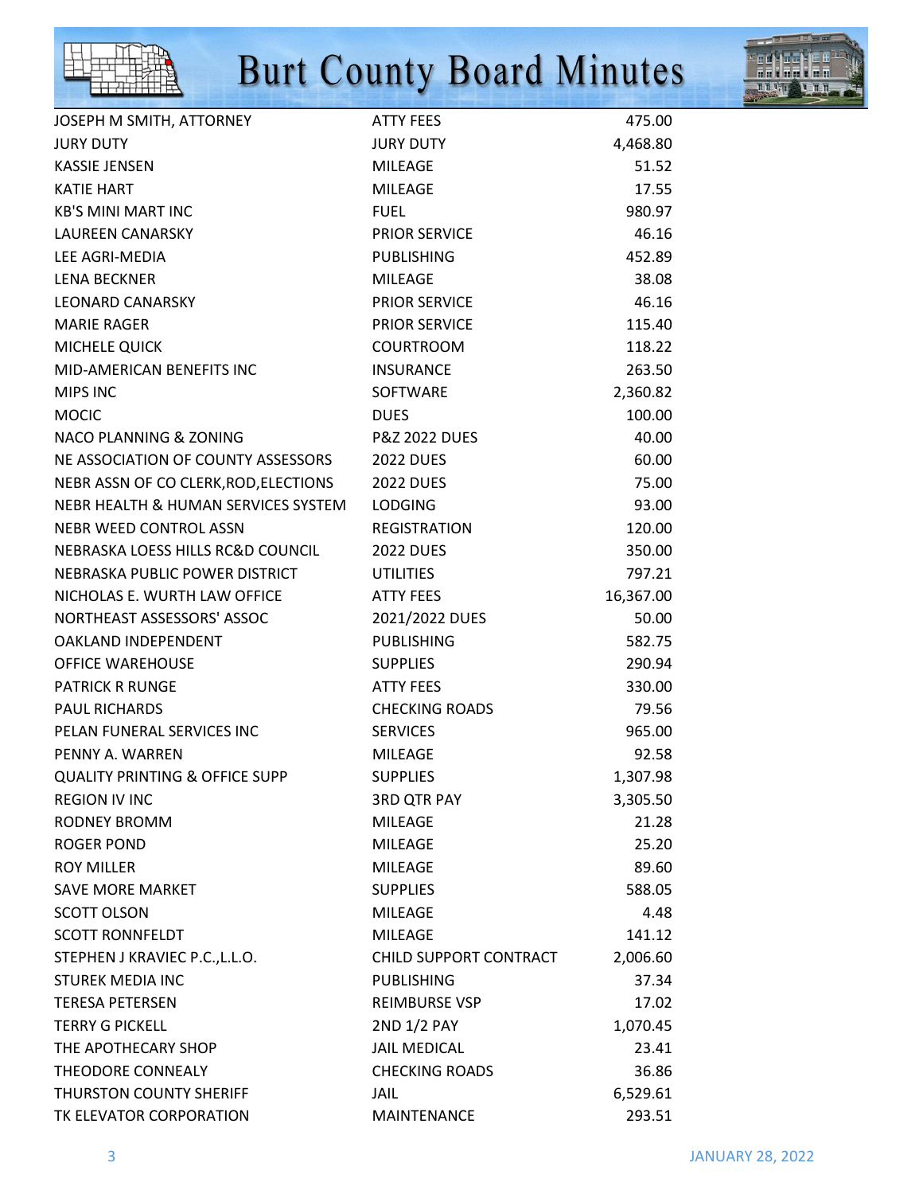| | | |
|---|---|---|
| JOSEPH M SMITH, ATTORNEY | ATTY FEES | 475.00 |
| JURY DUTY | JURY DUTY | 4,468.80 |
| KASSIE JENSEN | MILEAGE | 51.52 |
| KATIE HART | MILEAGE | 17.55 |
| KB'S MINI MART INC | FUEL | 980.97 |
| LAUREEN CANARSKY | PRIOR SERVICE | 46.16 |
| LEE AGRI-MEDIA | PUBLISHING | 452.89 |
| LENA BECKNER | MILEAGE | 38.08 |
| LEONARD CANARSKY | PRIOR SERVICE | 46.16 |
| MARIE RAGER | PRIOR SERVICE | 115.40 |
| MICHELE QUICK | COURTROOM | 118.22 |
| MID-AMERICAN BENEFITS INC | INSURANCE | 263.50 |
| MIPS INC | SOFTWARE | 2,360.82 |
| MOCIC | DUES | 100.00 |
| NACO PLANNING & ZONING | P&Z 2022 DUES | 40.00 |
| NE ASSOCIATION OF COUNTY ASSESSORS | 2022 DUES | 60.00 |
| NEBR ASSN OF CO CLERK,ROD,ELECTIONS | 2022 DUES | 75.00 |
| NEBR HEALTH & HUMAN SERVICES SYSTEM | LODGING | 93.00 |
| NEBR WEED CONTROL ASSN | REGISTRATION | 120.00 |
| NEBRASKA LOESS HILLS RC&D COUNCIL | 2022 DUES | 350.00 |
| NEBRASKA PUBLIC POWER DISTRICT | UTILITIES | 797.21 |
| NICHOLAS E. WURTH LAW OFFICE | ATTY FEES | 16,367.00 |
| NORTHEAST ASSESSORS' ASSOC | 2021/2022 DUES | 50.00 |
| OAKLAND INDEPENDENT | PUBLISHING | 582.75 |
| OFFICE WAREHOUSE | SUPPLIES | 290.94 |
| PATRICK R RUNGE | ATTY FEES | 330.00 |
| PAUL RICHARDS | CHECKING ROADS | 79.56 |
| PELAN FUNERAL SERVICES INC | SERVICES | 965.00 |
| PENNY A. WARREN | MILEAGE | 92.58 |
| QUALITY PRINTING & OFFICE SUPP | SUPPLIES | 1,307.98 |
| REGION IV INC | 3RD QTR PAY | 3,305.50 |
| RODNEY BROMM | MILEAGE | 21.28 |
| ROGER POND | MILEAGE | 25.20 |
| ROY MILLER | MILEAGE | 89.60 |
| SAVE MORE MARKET | SUPPLIES | 588.05 |
| SCOTT OLSON | MILEAGE | 4.48 |
| SCOTT RONNFELDT | MILEAGE | 141.12 |
| STEPHEN J KRAVIEC P.C.,L.L.O. | CHILD SUPPORT CONTRACT | 2,006.60 |
| STUREK MEDIA INC | PUBLISHING | 37.34 |
| TERESA PETERSEN | REIMBURSE VSP | 17.02 |
| TERRY G PICKELL | 2ND 1/2 PAY | 1,070.45 |
| THE APOTHECARY SHOP | JAIL MEDICAL | 23.41 |
| THEODORE CONNEALY | CHECKING ROADS | 36.86 |
| THURSTON COUNTY SHERIFF | JAIL | 6,529.61 |
| TK ELEVATOR CORPORATION | MAINTENANCE | 293.51 |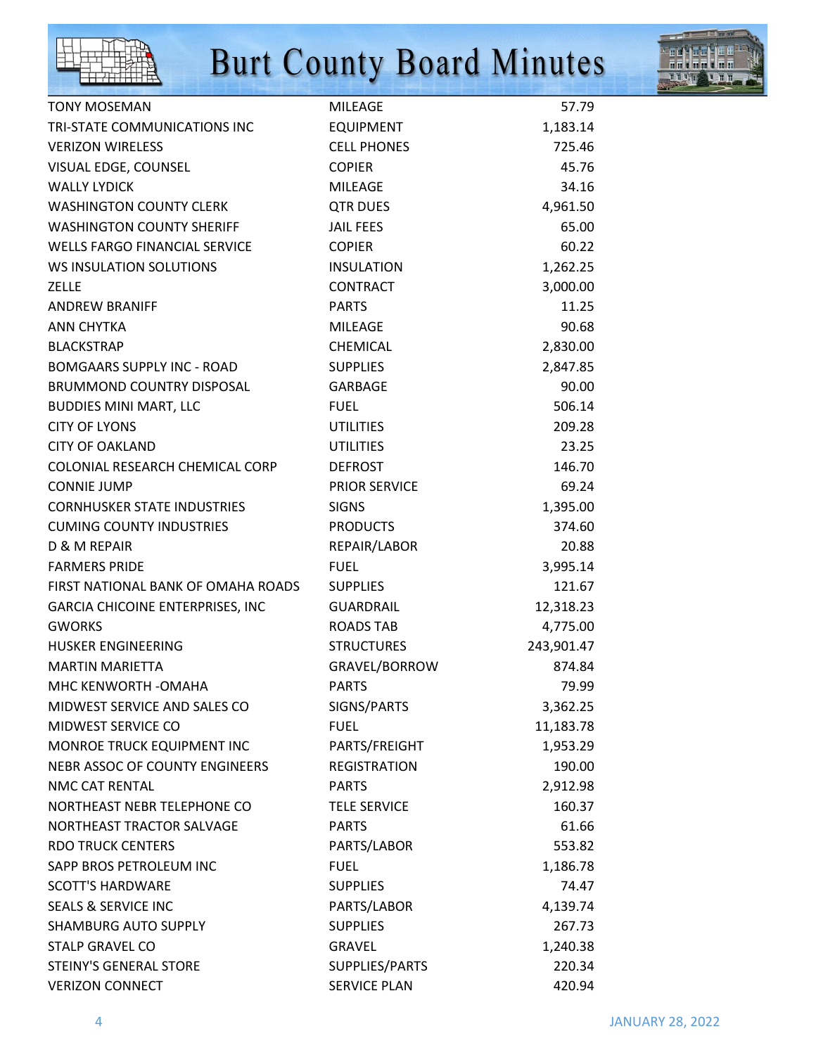| | | |
|---|---|---|
| TONY MOSEMAN | MILEAGE | 57.79 |
| TRI-STATE COMMUNICATIONS INC | EQUIPMENT | 1,183.14 |
| VERIZON WIRELESS | CELL PHONES | 725.46 |
| VISUAL EDGE, COUNSEL | COPIER | 45.76 |
| WALLY LYDICK | MILEAGE | 34.16 |
| WASHINGTON COUNTY CLERK | QTR DUES | 4,961.50 |
| WASHINGTON COUNTY SHERIFF | JAIL FEES | 65.00 |
| WELLS FARGO FINANCIAL SERVICE | COPIER | 60.22 |
| WS INSULATION SOLUTIONS | INSULATION | 1,262.25 |
| ZELLE | CONTRACT | 3,000.00 |
| ANDREW BRANIFF | PARTS | 11.25 |
| ANN CHYTKA | MILEAGE | 90.68 |
| BLACKSTRAP | CHEMICAL | 2,830.00 |
| BOMGAARS SUPPLY INC - ROAD | SUPPLIES | 2,847.85 |
| BRUMMOND COUNTRY DISPOSAL | GARBAGE | 90.00 |
| BUDDIES MINI MART, LLC | FUEL | 506.14 |
| CITY OF LYONS | UTILITIES | 209.28 |
| CITY OF OAKLAND | UTILITIES | 23.25 |
| COLONIAL RESEARCH CHEMICAL CORP | DEFROST | 146.70 |
| CONNIE JUMP | PRIOR SERVICE | 69.24 |
| CORNHUSKER STATE INDUSTRIES | SIGNS | 1,395.00 |
| CUMING COUNTY INDUSTRIES | PRODUCTS | 374.60 |
| D & M REPAIR | REPAIR/LABOR | 20.88 |
| FARMERS PRIDE | FUEL | 3,995.14 |
| FIRST NATIONAL BANK OF OMAHA ROADS | SUPPLIES | 121.67 |
| GARCIA CHICOINE ENTERPRISES, INC | GUARDRAIL | 12,318.23 |
| GWORKS | ROADS TAB | 4,775.00 |
| HUSKER ENGINEERING | STRUCTURES | 243,901.47 |
| MARTIN MARIETTA | GRAVEL/BORROW | 874.84 |
| MHC KENWORTH -OMAHA | PARTS | 79.99 |
| MIDWEST SERVICE AND SALES CO | SIGNS/PARTS | 3,362.25 |
| MIDWEST SERVICE CO | FUEL | 11,183.78 |
| MONROE TRUCK EQUIPMENT INC | PARTS/FREIGHT | 1,953.29 |
| NEBR ASSOC OF COUNTY ENGINEERS | REGISTRATION | 190.00 |
| NMC CAT RENTAL | PARTS | 2,912.98 |
| NORTHEAST NEBR TELEPHONE CO | TELE SERVICE | 160.37 |
| NORTHEAST TRACTOR SALVAGE | PARTS | 61.66 |
| RDO TRUCK CENTERS | PARTS/LABOR | 553.82 |
| SAPP BROS PETROLEUM INC | FUEL | 1,186.78 |
| SCOTT'S HARDWARE | SUPPLIES | 74.47 |
| SEALS & SERVICE INC | PARTS/LABOR | 4,139.74 |
| SHAMBURG AUTO SUPPLY | SUPPLIES | 267.73 |
| STALP GRAVEL CO | GRAVEL | 1,240.38 |
| STEINY'S GENERAL STORE | SUPPLIES/PARTS | 220.34 |
| VERIZON CONNECT | SERVICE PLAN | 420.94 |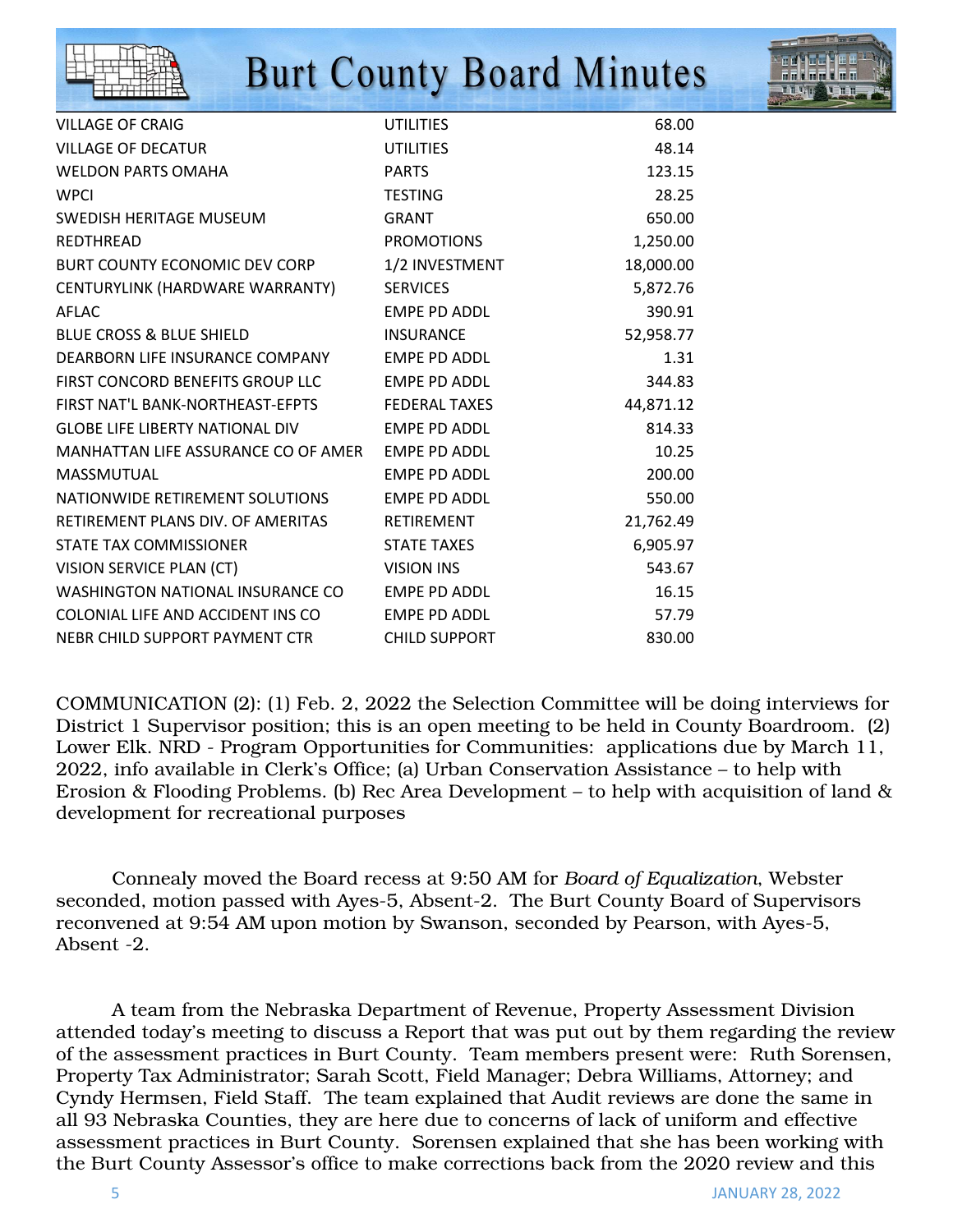| | | |
|---|---|---|
| VILLAGE OF CRAIG | UTILITIES | 68.00 |
| VILLAGE OF DECATUR | UTILITIES | 48.14 |
| WELDON PARTS OMAHA | PARTS | 123.15 |
| WPCI | TESTING | 28.25 |
| SWEDISH HERITAGE MUSEUM | GRANT | 650.00 |
| REDTHREAD | PROMOTIONS | 1,250.00 |
| BURT COUNTY ECONOMIC DEV CORP | 1/2 INVESTMENT | 18,000.00 |
| CENTURYLINK (HARDWARE WARRANTY) | SERVICES | 5,872.76 |
| AFLAC | EMPE PD ADDL | 390.91 |
| BLUE CROSS & BLUE SHIELD | INSURANCE | 52,958.77 |
| DEARBORN LIFE INSURANCE COMPANY | EMPE PD ADDL | 1.31 |
| FIRST CONCORD BENEFITS GROUP LLC | EMPE PD ADDL | 344.83 |
| FIRST NAT'L BANK-NORTHEAST-EFPTS | FEDERAL TAXES | 44,871.12 |
| GLOBE LIFE LIBERTY NATIONAL DIV | EMPE PD ADDL | 814.33 |
| MANHATTAN LIFE ASSURANCE CO OF AMER | EMPE PD ADDL | 10.25 |
| MASSMUTUAL | EMPE PD ADDL | 200.00 |
| NATIONWIDE RETIREMENT SOLUTIONS | EMPE PD ADDL | 550.00 |
| RETIREMENT PLANS DIV. OF AMERITAS | RETIREMENT | 21,762.49 |
| STATE TAX COMMISSIONER | STATE TAXES | 6,905.97 |
| VISION SERVICE PLAN (CT) | VISION INS | 543.67 |
| WASHINGTON NATIONAL INSURANCE CO | EMPE PD ADDL | 16.15 |
| COLONIAL LIFE AND ACCIDENT INS CO | EMPE PD ADDL | 57.79 |
| NEBR CHILD SUPPORT PAYMENT CTR | CHILD SUPPORT | 830.00 |

COMMUNICATION (2): (1) Feb. 2, 2022 the Selection Committee will be doing interviews for District 1 Supervisor position; this is an open meeting to be held in County Boardroom. (2) Lower Elk. NRD - Program Opportunities for Communities: applications due by March 11, 2022, info available in Clerk's Office; (a) Urban Conservation Assistance – to help with Erosion & Flooding Problems. (b) Rec Area Development – to help with acquisition of land & development for recreational purposes

Connealy moved the Board recess at 9:50 AM for *Board of Equalization*, Webster seconded, motion passed with Ayes-5, Absent-2. The Burt County Board of Supervisors reconvened at 9:54 AM upon motion by Swanson, seconded by Pearson, with Ayes-5, Absent -2.

A team from the Nebraska Department of Revenue, Property Assessment Division attended today's meeting to discuss a Report that was put out by them regarding the review of the assessment practices in Burt County. Team members present were: Ruth Sorensen, Property Tax Administrator; Sarah Scott, Field Manager; Debra Williams, Attorney; and Cyndy Hermsen, Field Staff. The team explained that Audit reviews are done the same in all 93 Nebraska Counties, they are here due to concerns of lack of uniform and effective assessment practices in Burt County. Sorensen explained that she has been working with the Burt County Assessor's office to make corrections back from the 2020 review and this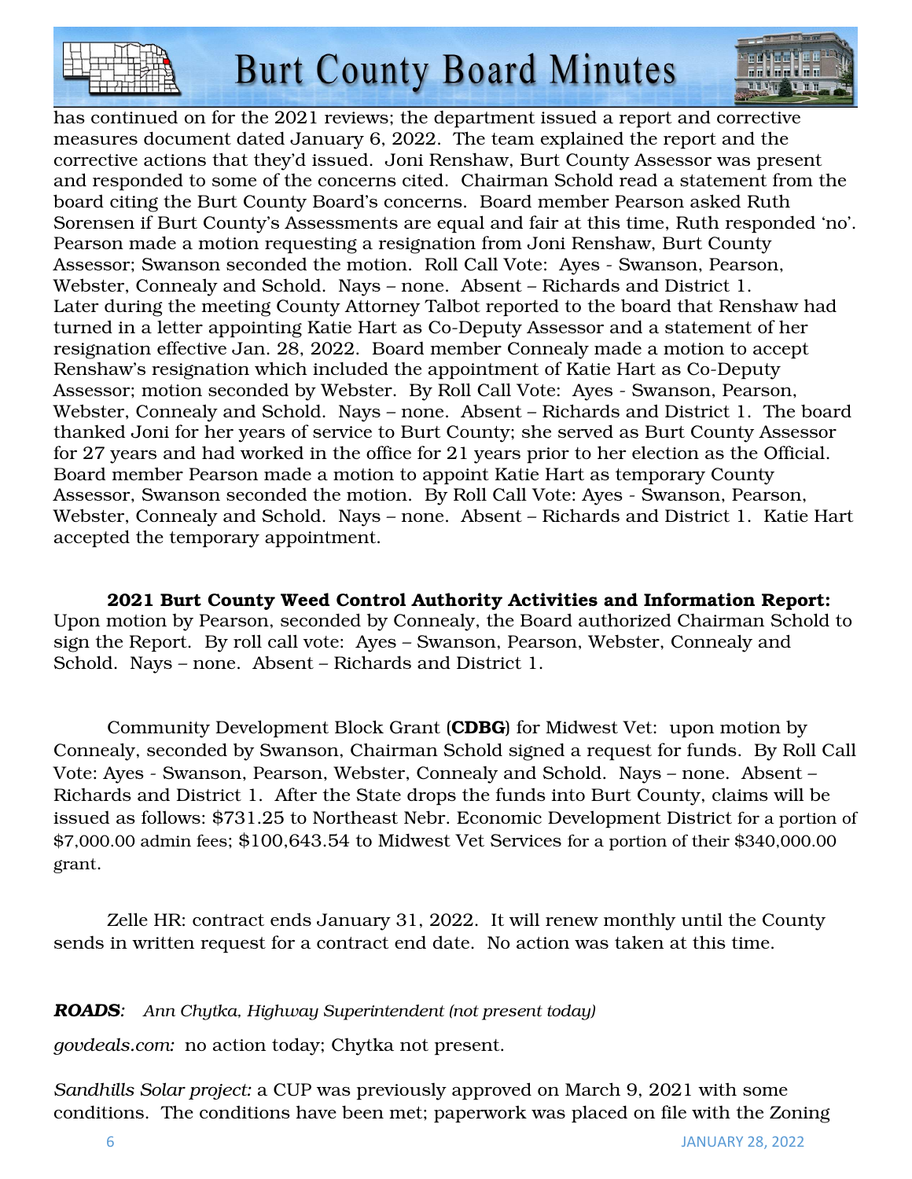has continued on for the 2021 reviews; the department issued a report and corrective measures document dated January 6, 2022. The team explained the report and the corrective actions that they'd issued. Joni Renshaw, Burt County Assessor was present and responded to some of the concerns cited. Chairman Schold read a statement from the board citing the Burt County Board's concerns. Board member Pearson asked Ruth Sorensen if Burt County's Assessments are equal and fair at this time, Ruth responded 'no'. Pearson made a motion requesting a resignation from Joni Renshaw, Burt County Assessor; Swanson seconded the motion. Roll Call Vote: Ayes - Swanson, Pearson, Webster, Connealy and Schold. Nays – none. Absent – Richards and District 1. Later during the meeting County Attorney Talbot reported to the board that Renshaw had turned in a letter appointing Katie Hart as Co-Deputy Assessor and a statement of her resignation effective Jan. 28, 2022. Board member Connealy made a motion to accept Renshaw's resignation which included the appointment of Katie Hart as Co-Deputy Assessor; motion seconded by Webster. By Roll Call Vote: Ayes - Swanson, Pearson, Webster, Connealy and Schold. Nays – none. Absent – Richards and District 1. The board thanked Joni for her years of service to Burt County; she served as Burt County Assessor for 27 years and had worked in the office for 21 years prior to her election as the Official. Board member Pearson made a motion to appoint Katie Hart as temporary County Assessor, Swanson seconded the motion. By Roll Call Vote: Ayes - Swanson, Pearson, Webster, Connealy and Schold. Nays – none. Absent – Richards and District 1. Katie Hart accepted the temporary appointment.

**2021 Burt County Weed Control Authority Activities and Information Report:** Upon motion by Pearson, seconded by Connealy, the Board authorized Chairman Schold to sign the Report. By roll call vote: Ayes – Swanson, Pearson, Webster, Connealy and Schold. Nays – none. Absent – Richards and District 1.

Community Development Block Grant (**CDBG**) for Midwest Vet: upon motion by Connealy, seconded by Swanson, Chairman Schold signed a request for funds. By Roll Call Vote: Ayes - Swanson, Pearson, Webster, Connealy and Schold. Nays – none. Absent – Richards and District 1. After the State drops the funds into Burt County, claims will be issued as follows: $731.25 to Northeast Nebr. Economic Development District for a portion of $7,000.00 admin fees; $100,643.54 to Midwest Vet Services for a portion of their $340,000.00 grant.

Zelle HR: contract ends January 31, 2022. It will renew monthly until the County sends in written request for a contract end date. No action was taken at this time.

***ROADS****: Ann Chytka, Highway Superintendent (not present today)*

*govdeals.com:* no action today; Chytka not present.

*Sandhills Solar project:* a CUP was previously approved on March 9, 2021 with some conditions. The conditions have been met; paperwork was placed on file with the Zoning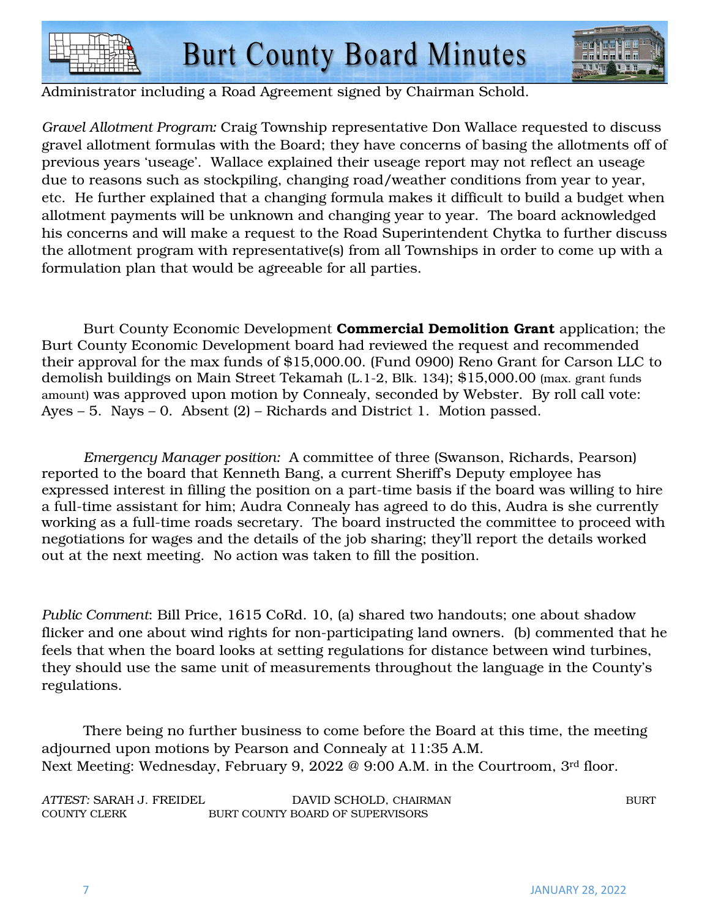Administrator including a Road Agreement signed by Chairman Schold.

*Gravel Allotment Program:* Craig Township representative Don Wallace requested to discuss gravel allotment formulas with the Board; they have concerns of basing the allotments off of previous years 'useage'. Wallace explained their useage report may not reflect an useage due to reasons such as stockpiling, changing road/weather conditions from year to year, etc. He further explained that a changing formula makes it difficult to build a budget when allotment payments will be unknown and changing year to year. The board acknowledged his concerns and will make a request to the Road Superintendent Chytka to further discuss the allotment program with representative(s) from all Townships in order to come up with a formulation plan that would be agreeable for all parties.

Burt County Economic Development **Commercial Demolition Grant** application; the Burt County Economic Development board had reviewed the request and recommended their approval for the max funds of $15,000.00. (Fund 0900) Reno Grant for Carson LLC to demolish buildings on Main Street Tekamah (L.1-2, Blk. 134); $15,000.00 (max. grant funds amount) was approved upon motion by Connealy, seconded by Webster. By roll call vote: Ayes – 5. Nays – 0. Absent (2) – Richards and District 1. Motion passed.

*Emergency Manager position:* A committee of three (Swanson, Richards, Pearson) reported to the board that Kenneth Bang, a current Sheriff's Deputy employee has expressed interest in filling the position on a part-time basis if the board was willing to hire a full-time assistant for him; Audra Connealy has agreed to do this, Audra is she currently working as a full-time roads secretary. The board instructed the committee to proceed with negotiations for wages and the details of the job sharing; they'll report the details worked out at the next meeting. No action was taken to fill the position.

*Public Comment*: Bill Price, 1615 CoRd. 10, (a) shared two handouts; one about shadow flicker and one about wind rights for non-participating land owners. (b) commented that he feels that when the board looks at setting regulations for distance between wind turbines, they should use the same unit of measurements throughout the language in the County's regulations.

There being no further business to come before the Board at this time, the meeting adjourned upon motions by Pearson and Connealy at 11:35 A.M.
Next Meeting: Wednesday, February 9, 2022 @ 9:00 A.M. in the Courtroom, 3rd floor.

*ATTEST:* SARAH J. FREIDEL DAVID SCHOLD, CHAIRMAN BURT COUNTY CLERK BURT COUNTY BOARD OF SUPERVISORS